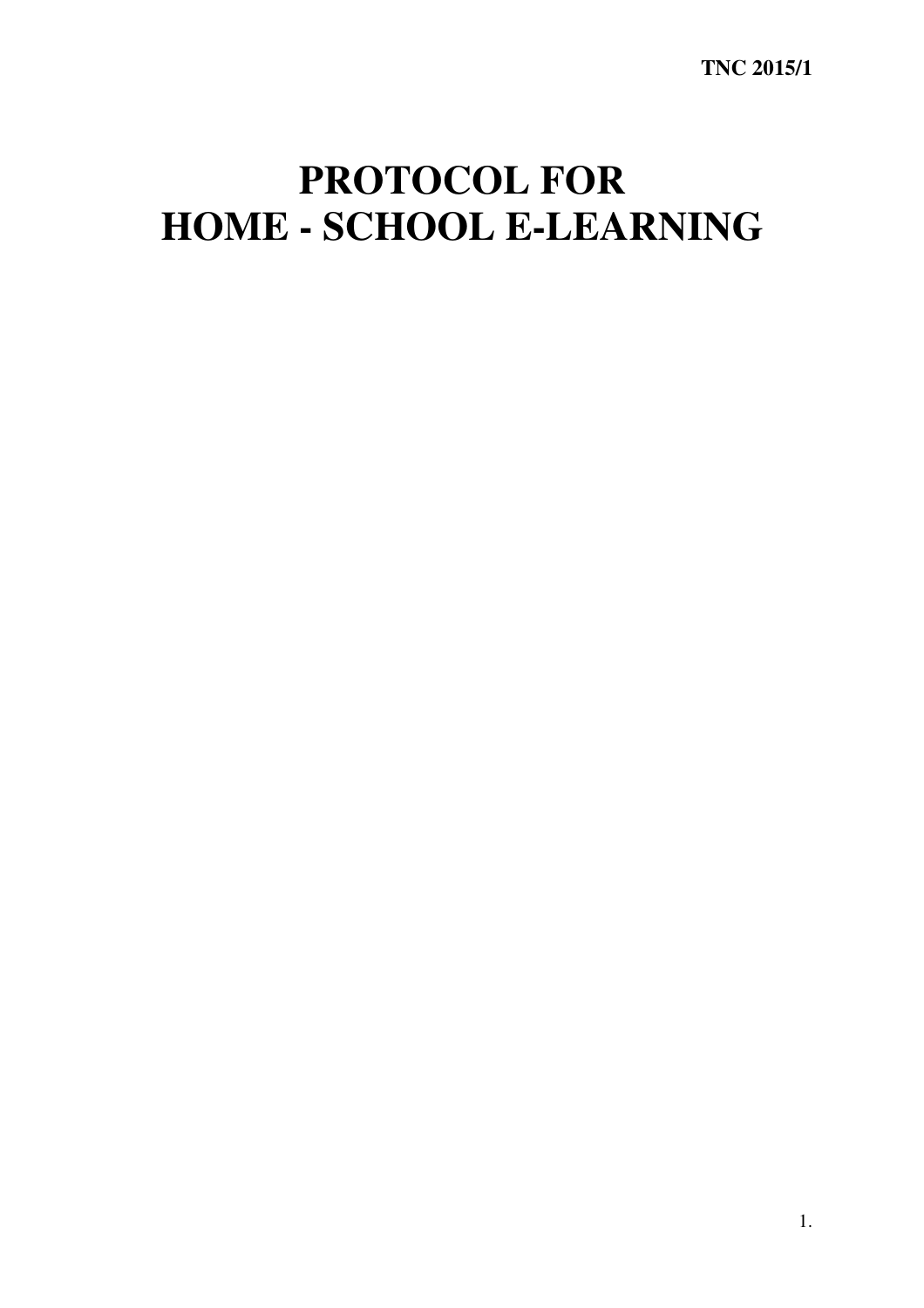TNC 2015/1

# PROTOCOL FOR HOME - SCHOOL E-LEARNING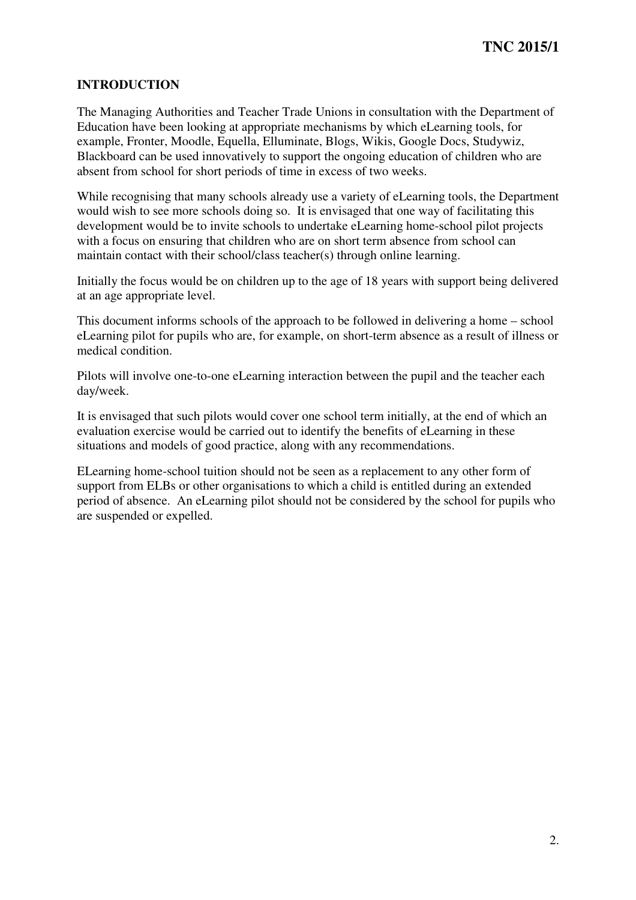## INTRODUCTION

The Managing Authorities and Teacher Trade Unions in consultation with the Department of Education have been looking at appropriate mechanisms by which eLearning tools, for example, Fronter, Moodle, Equella, Elluminate, Blogs, Wikis, Google Docs, Studywiz, Blackboard can be used innovatively to support the ongoing education of children who are absent from school for short periods of time in excess of two weeks.

While recognising that many schools already use a variety of eLearning tools, the Department would wish to see more schools doing so. It is envisaged that one way of facilitating this development would be to invite schools to undertake eLearning home-school pilot projects with a focus on ensuring that children who are on short term absence from school can maintain contact with their school/class teacher(s) through online learning.

Initially the focus would be on children up to the age of 18 years with support being delivered at an age appropriate level.

This document informs schools of the approach to be followed in delivering a home – school eLearning pilot for pupils who are, for example, on short-term absence as a result of illness or medical condition.

Pilots will involve one-to-one eLearning interaction between the pupil and the teacher each day/week.

It is envisaged that such pilots would cover one school term initially, at the end of which an evaluation exercise would be carried out to identify the benefits of eLearning in these situations and models of good practice, along with any recommendations.

ELearning home-school tuition should not be seen as a replacement to any other form of support from ELBs or other organisations to which a child is entitled during an extended period of absence. An eLearning pilot should not be considered by the school for pupils who are suspended or expelled.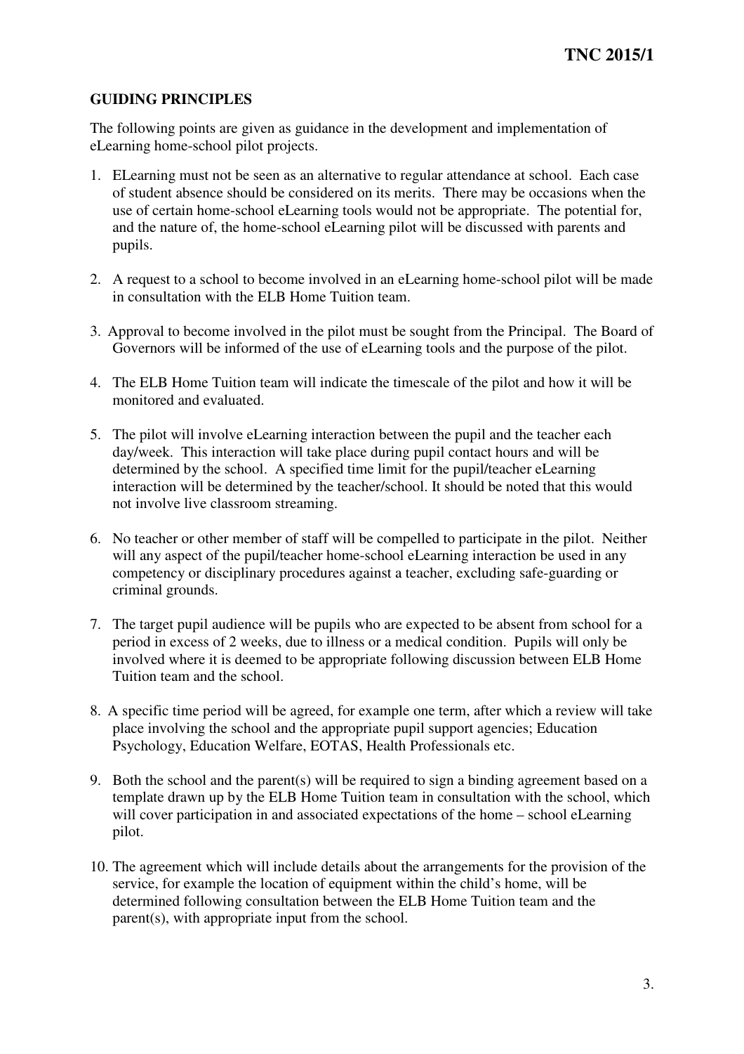## GUIDING PRINCIPLES

The following points are given as guidance in the development and implementation of eLearning home-school pilot projects.

1. ELearning must not be seen as an alternative to regular attendance at school. Each case of student absence should be considered on its merits. There may be occasions when the use of certain home-school eLearning tools would not be appropriate. The potential for, and the nature of, the home-school eLearning pilot will be discussed with parents and pupils.

2. A request to a school to become involved in an eLearning home-school pilot will be made in consultation with the ELB Home Tuition team.

3. Approval to become involved in the pilot must be sought from the Principal. The Board of Governors will be informed of the use of eLearning tools and the purpose of the pilot.

4. The ELB Home Tuition team will indicate the timescale of the pilot and how it will be monitored and evaluated.

5. The pilot will involve eLearning interaction between the pupil and the teacher each day/week. This interaction will take place during pupil contact hours and will be determined by the school. A specified time limit for the pupil/teacher eLearning interaction will be determined by the teacher/school. It should be noted that this would not involve live classroom streaming.

6. No teacher or other member of staff will be compelled to participate in the pilot. Neither will any aspect of the pupil/teacher home-school eLearning interaction be used in any competency or disciplinary procedures against a teacher, excluding safe-guarding or criminal grounds.

7. The target pupil audience will be pupils who are expected to be absent from school for a period in excess of 2 weeks, due to illness or a medical condition. Pupils will only be involved where it is deemed to be appropriate following discussion between ELB Home Tuition team and the school.

8. A specific time period will be agreed, for example one term, after which a review will take place involving the school and the appropriate pupil support agencies; Education Psychology, Education Welfare, EOTAS, Health Professionals etc.

9. Both the school and the parent(s) will be required to sign a binding agreement based on a template drawn up by the ELB Home Tuition team in consultation with the school, which will cover participation in and associated expectations of the home – school eLearning pilot.

10. The agreement which will include details about the arrangements for the provision of the service, for example the location of equipment within the child's home, will be determined following consultation between the ELB Home Tuition team and the parent(s), with appropriate input from the school.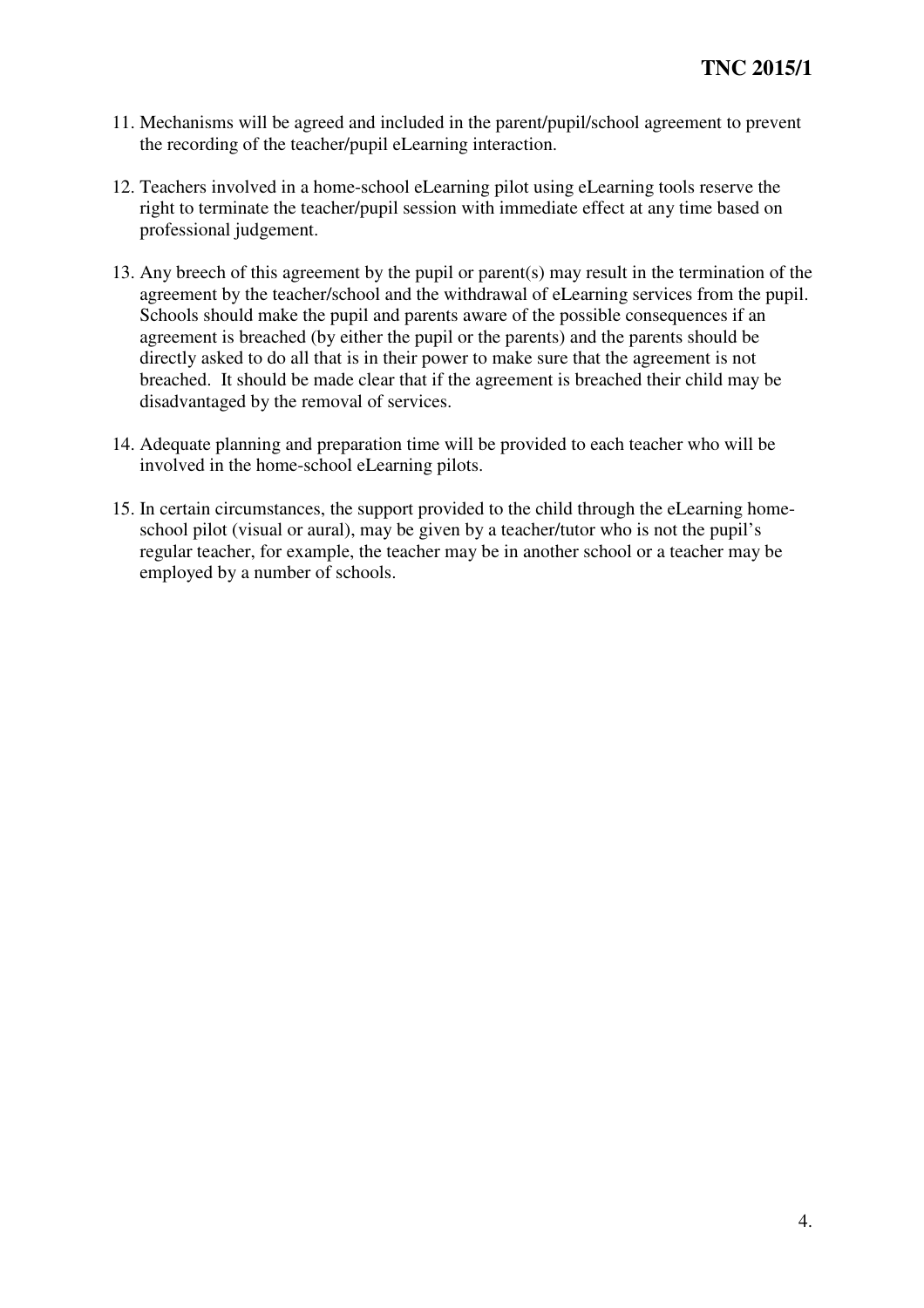11. Mechanisms will be agreed and included in the parent/pupil/school agreement to prevent the recording of the teacher/pupil eLearning interaction.

12. Teachers involved in a home-school eLearning pilot using eLearning tools reserve the right to terminate the teacher/pupil session with immediate effect at any time based on professional judgement.

13. Any breech of this agreement by the pupil or parent(s) may result in the termination of the agreement by the teacher/school and the withdrawal of eLearning services from the pupil. Schools should make the pupil and parents aware of the possible consequences if an agreement is breached (by either the pupil or the parents) and the parents should be directly asked to do all that is in their power to make sure that the agreement is not breached. It should be made clear that if the agreement is breached their child may be disadvantaged by the removal of services.

14. Adequate planning and preparation time will be provided to each teacher who will be involved in the home-school eLearning pilots.

15. In certain circumstances, the support provided to the child through the eLearning home-school pilot (visual or aural), may be given by a teacher/tutor who is not the pupil's regular teacher, for example, the teacher may be in another school or a teacher may be employed by a number of schools.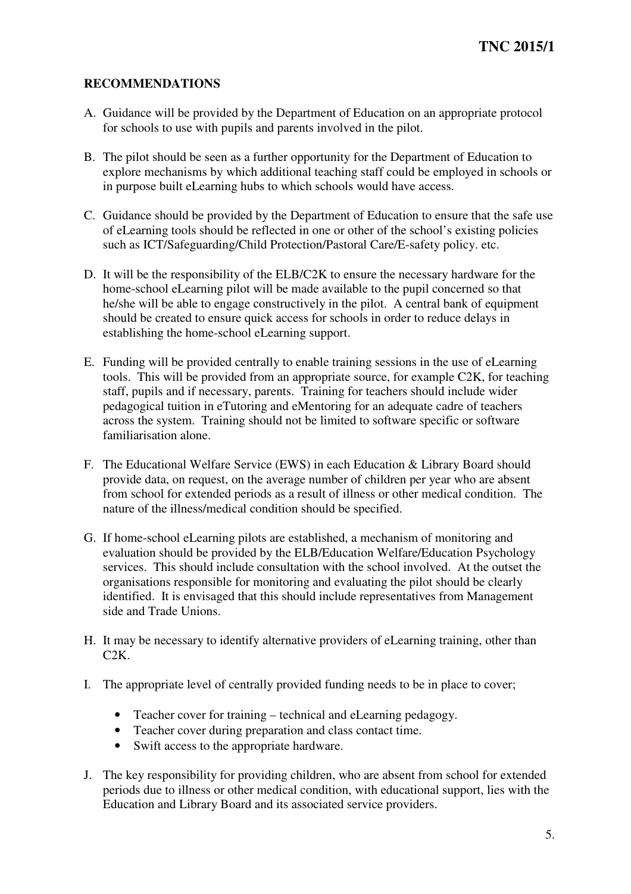## RECOMMENDATIONS

A. Guidance will be provided by the Department of Education on an appropriate protocol for schools to use with pupils and parents involved in the pilot.

B. The pilot should be seen as a further opportunity for the Department of Education to explore mechanisms by which additional teaching staff could be employed in schools or in purpose built eLearning hubs to which schools would have access.

C. Guidance should be provided by the Department of Education to ensure that the safe use of eLearning tools should be reflected in one or other of the school's existing policies such as ICT/Safeguarding/Child Protection/Pastoral Care/E-safety policy. etc.

D. It will be the responsibility of the ELB/C2K to ensure the necessary hardware for the home-school eLearning pilot will be made available to the pupil concerned so that he/she will be able to engage constructively in the pilot. A central bank of equipment should be created to ensure quick access for schools in order to reduce delays in establishing the home-school eLearning support.

E. Funding will be provided centrally to enable training sessions in the use of eLearning tools. This will be provided from an appropriate source, for example C2K, for teaching staff, pupils and if necessary, parents. Training for teachers should include wider pedagogical tuition in eTutoring and eMentoring for an adequate cadre of teachers across the system. Training should not be limited to software specific or software familiarisation alone.

F. The Educational Welfare Service (EWS) in each Education & Library Board should provide data, on request, on the average number of children per year who are absent from school for extended periods as a result of illness or other medical condition. The nature of the illness/medical condition should be specified.

G. If home-school eLearning pilots are established, a mechanism of monitoring and evaluation should be provided by the ELB/Education Welfare/Education Psychology services. This should include consultation with the school involved. At the outset the organisations responsible for monitoring and evaluating the pilot should be clearly identified. It is envisaged that this should include representatives from Management side and Trade Unions.

H. It may be necessary to identify alternative providers of eLearning training, other than C2K.

I. The appropriate level of centrally provided funding needs to be in place to cover;

- Teacher cover for training – technical and eLearning pedagogy.
- Teacher cover during preparation and class contact time.
- Swift access to the appropriate hardware.

J. The key responsibility for providing children, who are absent from school for extended periods due to illness or other medical condition, with educational support, lies with the Education and Library Board and its associated service providers.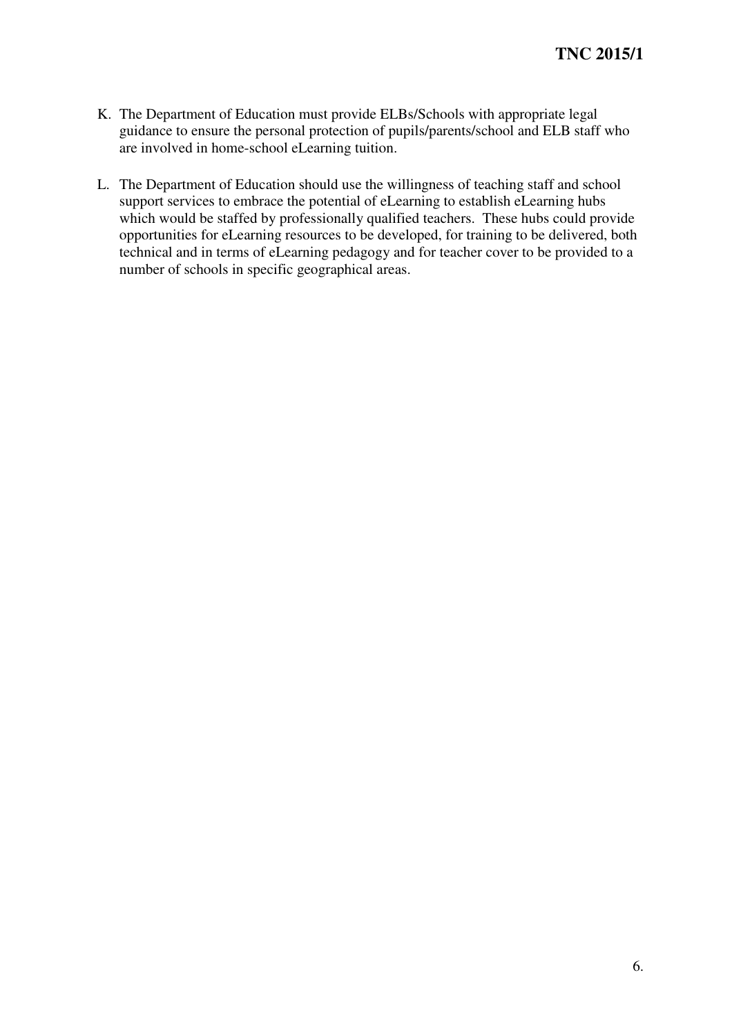K. The Department of Education must provide ELBs/Schools with appropriate legal guidance to ensure the personal protection of pupils/parents/school and ELB staff who are involved in home-school eLearning tuition.

L. The Department of Education should use the willingness of teaching staff and school support services to embrace the potential of eLearning to establish eLearning hubs which would be staffed by professionally qualified teachers. These hubs could provide opportunities for eLearning resources to be developed, for training to be delivered, both technical and in terms of eLearning pedagogy and for teacher cover to be provided to a number of schools in specific geographical areas.